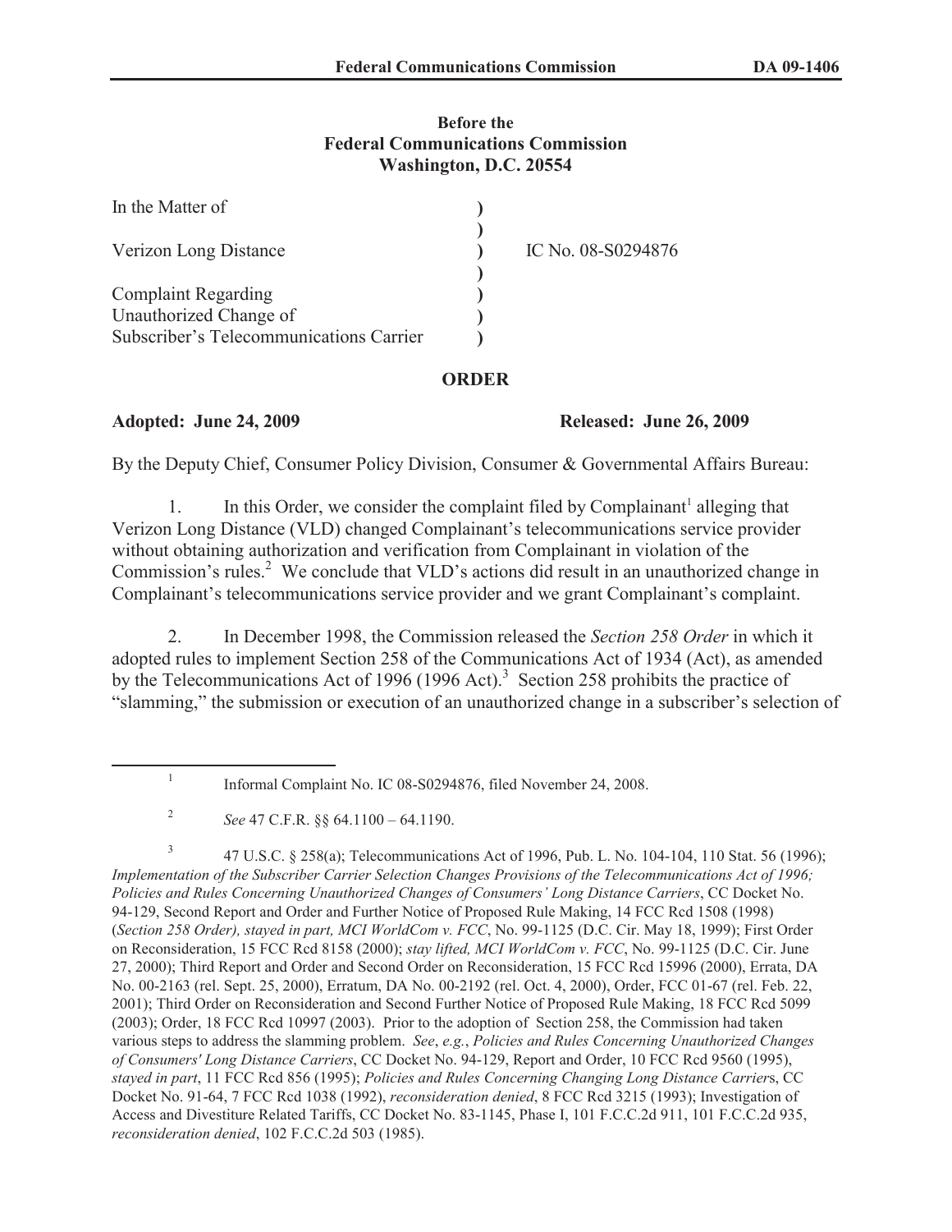**Before the**
**Federal Communications Commission**
**Washington, D.C. 20554**

| | | |
|---|---|---|
| In the Matter of | ) | |
| | ) | |
| Verizon Long Distance | ) | IC No. 08-S0294876 |
| | ) | |
| Complaint Regarding | ) | |
| Unauthorized Change of | ) | |
| Subscriber's Telecommunications Carrier | ) | |

## ORDER

**Adopted: June 24, 2009** **Released: June 26, 2009**

By the Deputy Chief, Consumer Policy Division, Consumer & Governmental Affairs Bureau:

1. In this Order, we consider the complaint filed by Complainant[1] alleging that Verizon Long Distance (VLD) changed Complainant's telecommunications service provider without obtaining authorization and verification from Complainant in violation of the Commission's rules.[2] We conclude that VLD's actions did result in an unauthorized change in Complainant's telecommunications service provider and we grant Complainant's complaint.

2. In December 1998, the Commission released the *Section 258 Order* in which it adopted rules to implement Section 258 of the Communications Act of 1934 (Act), as amended by the Telecommunications Act of 1996 (1996 Act).[3] Section 258 prohibits the practice of "slamming," the submission or execution of an unauthorized change in a subscriber's selection of

---

[1] Informal Complaint No. IC 08-S0294876, filed November 24, 2008.

[2] *See* 47 C.F.R. §§ 64.1100 – 64.1190.

[3] 47 U.S.C. § 258(a); Telecommunications Act of 1996, Pub. L. No. 104-104, 110 Stat. 56 (1996); *Implementation of the Subscriber Carrier Selection Changes Provisions of the Telecommunications Act of 1996; Policies and Rules Concerning Unauthorized Changes of Consumers' Long Distance Carriers*, CC Docket No. 94-129, Second Report and Order and Further Notice of Proposed Rule Making, 14 FCC Rcd 1508 (1998) (*Section 258 Order), stayed in part, MCI WorldCom v. FCC*, No. 99-1125 (D.C. Cir. May 18, 1999); First Order on Reconsideration, 15 FCC Rcd 8158 (2000); *stay lifted, MCI WorldCom v. FCC*, No. 99-1125 (D.C. Cir. June 27, 2000); Third Report and Order and Second Order on Reconsideration, 15 FCC Rcd 15996 (2000), Errata, DA No. 00-2163 (rel. Sept. 25, 2000), Erratum, DA No. 00-2192 (rel. Oct. 4, 2000), Order, FCC 01-67 (rel. Feb. 22, 2001); Third Order on Reconsideration and Second Further Notice of Proposed Rule Making, 18 FCC Rcd 5099 (2003); Order, 18 FCC Rcd 10997 (2003). Prior to the adoption of Section 258, the Commission had taken various steps to address the slamming problem. *See*, *e.g.*, *Policies and Rules Concerning Unauthorized Changes of Consumers' Long Distance Carriers*, CC Docket No. 94-129, Report and Order, 10 FCC Rcd 9560 (1995), *stayed in part*, 11 FCC Rcd 856 (1995); *Policies and Rules Concerning Changing Long Distance Carrier*s, CC Docket No. 91-64, 7 FCC Rcd 1038 (1992), *reconsideration denied*, 8 FCC Rcd 3215 (1993); Investigation of Access and Divestiture Related Tariffs, CC Docket No. 83-1145, Phase I, 101 F.C.C.2d 911, 101 F.C.C.2d 935, *reconsideration denied*, 102 F.C.C.2d 503 (1985).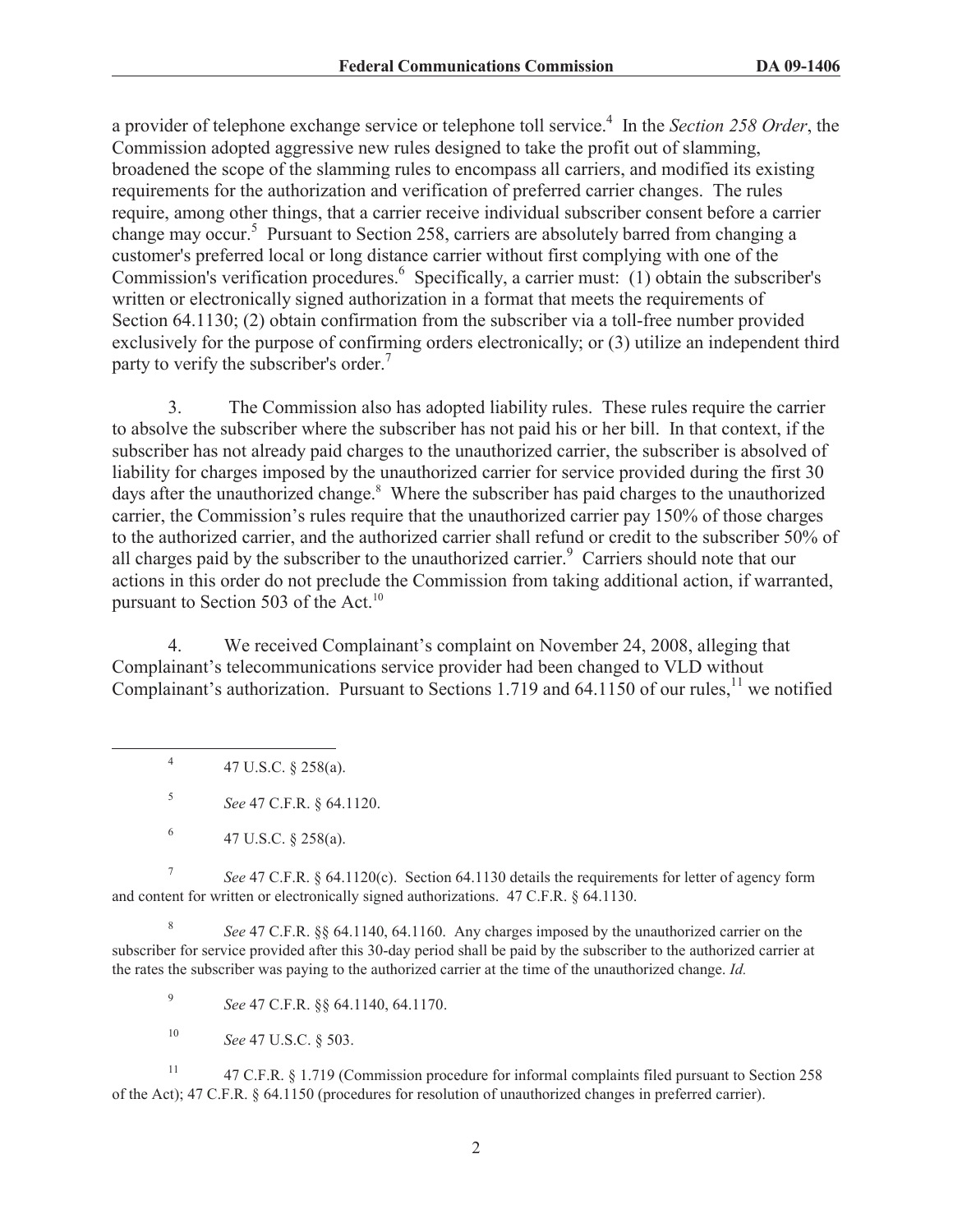a provider of telephone exchange service or telephone toll service.[4] In the *Section 258 Order*, the Commission adopted aggressive new rules designed to take the profit out of slamming, broadened the scope of the slamming rules to encompass all carriers, and modified its existing requirements for the authorization and verification of preferred carrier changes. The rules require, among other things, that a carrier receive individual subscriber consent before a carrier change may occur.[5] Pursuant to Section 258, carriers are absolutely barred from changing a customer's preferred local or long distance carrier without first complying with one of the Commission's verification procedures.[6] Specifically, a carrier must: (1) obtain the subscriber's written or electronically signed authorization in a format that meets the requirements of Section 64.1130; (2) obtain confirmation from the subscriber via a toll-free number provided exclusively for the purpose of confirming orders electronically; or (3) utilize an independent third party to verify the subscriber's order.[7]

3. The Commission also has adopted liability rules. These rules require the carrier to absolve the subscriber where the subscriber has not paid his or her bill. In that context, if the subscriber has not already paid charges to the unauthorized carrier, the subscriber is absolved of liability for charges imposed by the unauthorized carrier for service provided during the first 30 days after the unauthorized change.[8] Where the subscriber has paid charges to the unauthorized carrier, the Commission's rules require that the unauthorized carrier pay 150% of those charges to the authorized carrier, and the authorized carrier shall refund or credit to the subscriber 50% of all charges paid by the subscriber to the unauthorized carrier.[9] Carriers should note that our actions in this order do not preclude the Commission from taking additional action, if warranted, pursuant to Section 503 of the Act.[10]

4. We received Complainant's complaint on November 24, 2008, alleging that Complainant's telecommunications service provider had been changed to VLD without Complainant's authorization. Pursuant to Sections 1.719 and 64.1150 of our rules,[11] we notified

---

[4] 47 U.S.C. § 258(a).

[5] *See* 47 C.F.R. § 64.1120.

[6] 47 U.S.C. § 258(a).

[7] *See* 47 C.F.R. § 64.1120(c). Section 64.1130 details the requirements for letter of agency form and content for written or electronically signed authorizations. 47 C.F.R. § 64.1130.

[8] *See* 47 C.F.R. §§ 64.1140, 64.1160. Any charges imposed by the unauthorized carrier on the subscriber for service provided after this 30-day period shall be paid by the subscriber to the authorized carrier at the rates the subscriber was paying to the authorized carrier at the time of the unauthorized change. *Id.*

[9] *See* 47 C.F.R. §§ 64.1140, 64.1170.

[10] *See* 47 U.S.C. § 503.

[11] 47 C.F.R. § 1.719 (Commission procedure for informal complaints filed pursuant to Section 258 of the Act); 47 C.F.R. § 64.1150 (procedures for resolution of unauthorized changes in preferred carrier).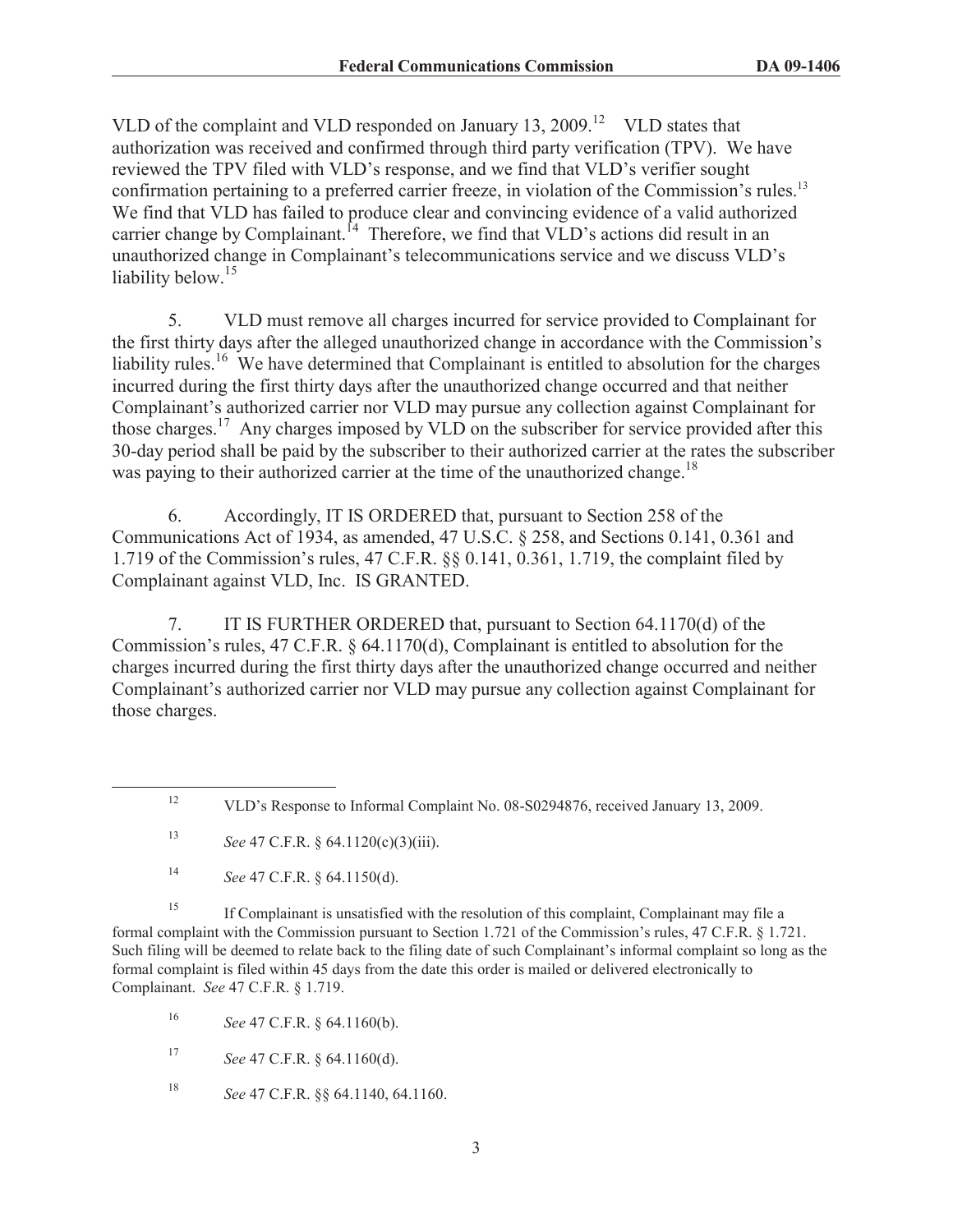VLD of the complaint and VLD responded on January 13, 2009.[12] VLD states that authorization was received and confirmed through third party verification (TPV). We have reviewed the TPV filed with VLD's response, and we find that VLD's verifier sought confirmation pertaining to a preferred carrier freeze, in violation of the Commission's rules.[13] We find that VLD has failed to produce clear and convincing evidence of a valid authorized carrier change by Complainant.[14] Therefore, we find that VLD's actions did result in an unauthorized change in Complainant's telecommunications service and we discuss VLD's liability below.[15]

5. VLD must remove all charges incurred for service provided to Complainant for the first thirty days after the alleged unauthorized change in accordance with the Commission's liability rules.[16] We have determined that Complainant is entitled to absolution for the charges incurred during the first thirty days after the unauthorized change occurred and that neither Complainant's authorized carrier nor VLD may pursue any collection against Complainant for those charges.[17] Any charges imposed by VLD on the subscriber for service provided after this 30-day period shall be paid by the subscriber to their authorized carrier at the rates the subscriber was paying to their authorized carrier at the time of the unauthorized change.[18]

6. Accordingly, IT IS ORDERED that, pursuant to Section 258 of the Communications Act of 1934, as amended, 47 U.S.C. § 258, and Sections 0.141, 0.361 and 1.719 of the Commission's rules, 47 C.F.R. §§ 0.141, 0.361, 1.719, the complaint filed by Complainant against VLD, Inc. IS GRANTED.

7. IT IS FURTHER ORDERED that, pursuant to Section 64.1170(d) of the Commission's rules, 47 C.F.R. § 64.1170(d), Complainant is entitled to absolution for the charges incurred during the first thirty days after the unauthorized change occurred and neither Complainant's authorized carrier nor VLD may pursue any collection against Complainant for those charges.

---

[12] VLD's Response to Informal Complaint No. 08-S0294876, received January 13, 2009.

[13] *See* 47 C.F.R. § 64.1120(c)(3)(iii).

[14] *See* 47 C.F.R. § 64.1150(d).

[15] If Complainant is unsatisfied with the resolution of this complaint, Complainant may file a formal complaint with the Commission pursuant to Section 1.721 of the Commission's rules, 47 C.F.R. § 1.721. Such filing will be deemed to relate back to the filing date of such Complainant's informal complaint so long as the formal complaint is filed within 45 days from the date this order is mailed or delivered electronically to Complainant. *See* 47 C.F.R. § 1.719.

[16] *See* 47 C.F.R. § 64.1160(b).

[17] *See* 47 C.F.R. § 64.1160(d).

[18] *See* 47 C.F.R. §§ 64.1140, 64.1160.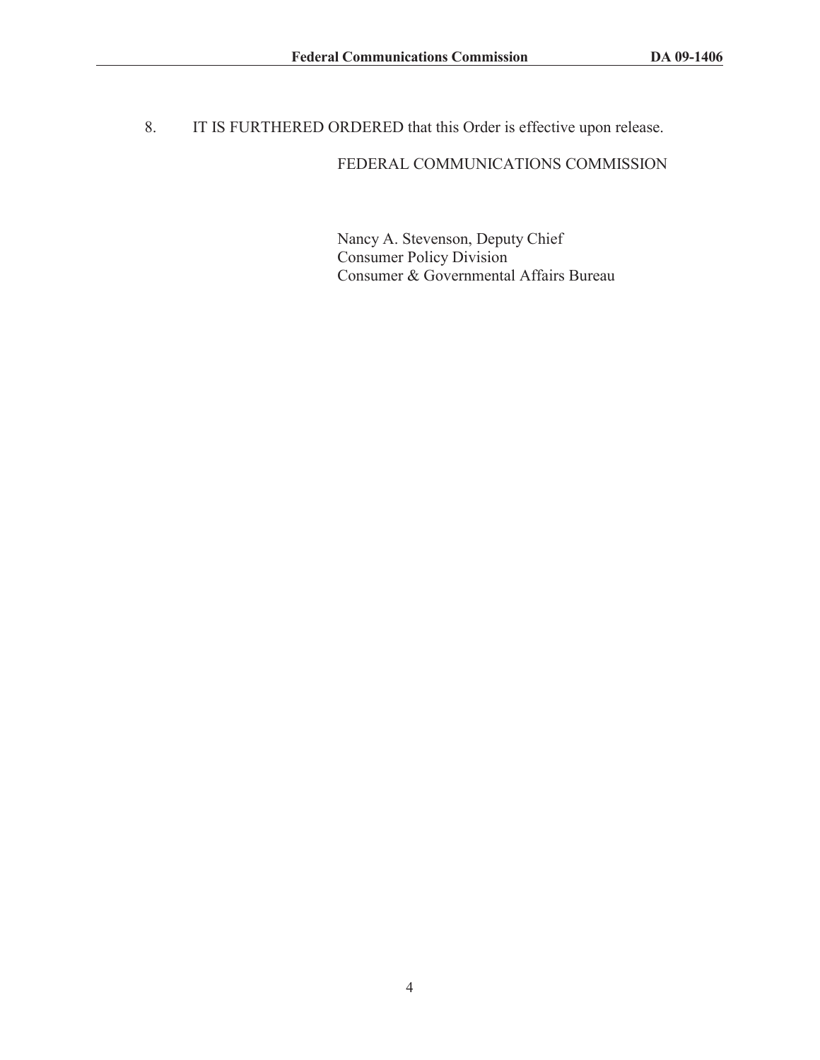8. IT IS FURTHERED ORDERED that this Order is effective upon release.

FEDERAL COMMUNICATIONS COMMISSION

Nancy A. Stevenson, Deputy Chief
Consumer Policy Division
Consumer & Governmental Affairs Bureau